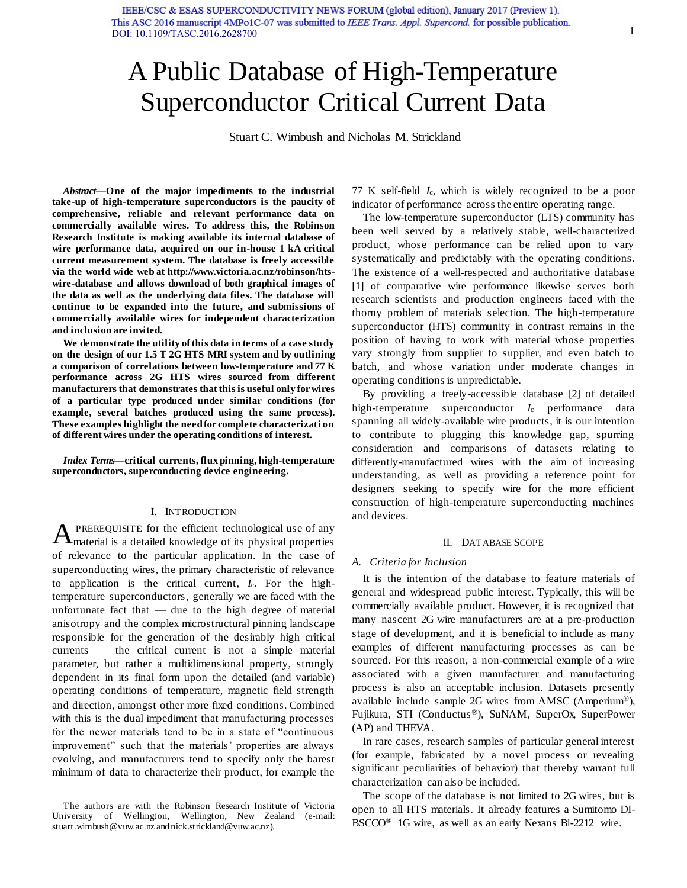# A Public Database of High-Temperature Superconductor Critical Current Data

Stuart C. Wimbush and Nicholas M. Strickland

***Abstract*—One of the major impediments to the industrial take-up of high-temperature superconductors is the paucity of comprehensive, reliable and relevant performance data on commercially available wires. To address this, the Robinson Research Institute is making available its internal database of wire performance data, acquired on our in-house 1 kA critical current measurement system. The database is freely accessible via the world wide web at http://www.victoria.ac.nz/robinson/hts-wire-database and allows download of both graphical images of the data as well as the underlying data files. The database will continue to be expanded into the future, and submissions of commercially available wires for independent characterization and inclusion are invited.**

**We demonstrate the utility of this data in terms of a case study on the design of our 1.5 T 2G HTS MRI system and by outlining a comparison of correlations between low-temperature and 77 K performance across 2G HTS wires sourced from different manufacturers that demonstrates that this is useful only for wires of a particular type produced under similar conditions (for example, several batches produced using the same process). These examples highlight the need for complete characterization of different wires under the operating conditions of interest.**

***Index Terms*—critical currents, flux pinning, high-temperature superconductors, superconducting device engineering.**

## I. Introduction

A prerequisite for the efficient technological use of any material is a detailed knowledge of its physical properties of relevance to the particular application. In the case of superconducting wires, the primary characteristic of relevance to application is the critical current, $I_c$. For the high-temperature superconductors, generally we are faced with the unfortunate fact that — due to the high degree of material anisotropy and the complex microstructural pinning landscape responsible for the generation of the desirably high critical currents — the critical current is not a simple material parameter, but rather a multidimensional property, strongly dependent in its final form upon the detailed (and variable) operating conditions of temperature, magnetic field strength and direction, amongst other more fixed conditions. Combined with this is the dual impediment that manufacturing processes for the newer materials tend to be in a state of "continuous improvement" such that the materials' properties are always evolving, and manufacturers tend to specify only the barest minimum of data to characterize their product, for example the 77 K self-field $I_c$, which is widely recognized to be a poor indicator of performance across the entire operating range.

The low-temperature superconductor (LTS) community has been well served by a relatively stable, well-characterized product, whose performance can be relied upon to vary systematically and predictably with the operating conditions. The existence of a well-respected and authoritative database [1] of comparative wire performance likewise serves both research scientists and production engineers faced with the thorny problem of materials selection. The high-temperature superconductor (HTS) community in contrast remains in the position of having to work with material whose properties vary strongly from supplier to supplier, and even batch to batch, and whose variation under moderate changes in operating conditions is unpredictable.

By providing a freely-accessible database [2] of detailed high-temperature superconductor $I_c$ performance data spanning all widely-available wire products, it is our intention to contribute to plugging this knowledge gap, spurring consideration and comparisons of datasets relating to differently-manufactured wires with the aim of increasing understanding, as well as providing a reference point for designers seeking to specify wire for the more efficient construction of high-temperature superconducting machines and devices.

## II. Database Scope

### *A. Criteria for Inclusion*

It is the intention of the database to feature materials of general and widespread public interest. Typically, this will be commercially available product. However, it is recognized that many nascent 2G wire manufacturers are at a pre-production stage of development, and it is beneficial to include as many examples of different manufacturing processes as can be sourced. For this reason, a non-commercial example of a wire associated with a given manufacturer and manufacturing process is also an acceptable inclusion. Datasets presently available include sample 2G wires from AMSC (Amperium®), Fujikura, STI (Conductus®), SuNAM, SuperOx, SuperPower (AP) and THEVA.

In rare cases, research samples of particular general interest (for example, fabricated by a novel process or revealing significant peculiarities of behavior) that thereby warrant full characterization can also be included.

The scope of the database is not limited to 2G wires, but is open to all HTS materials. It already features a Sumitomo DI-BSCCO® 1G wire, as well as an early Nexans Bi-2212 wire.

The authors are with the Robinson Research Institute of Victoria University of Wellington, Wellington, New Zealand (e-mail: stuart.wimbush@vuw.ac.nz and nick.strickland@vuw.ac.nz).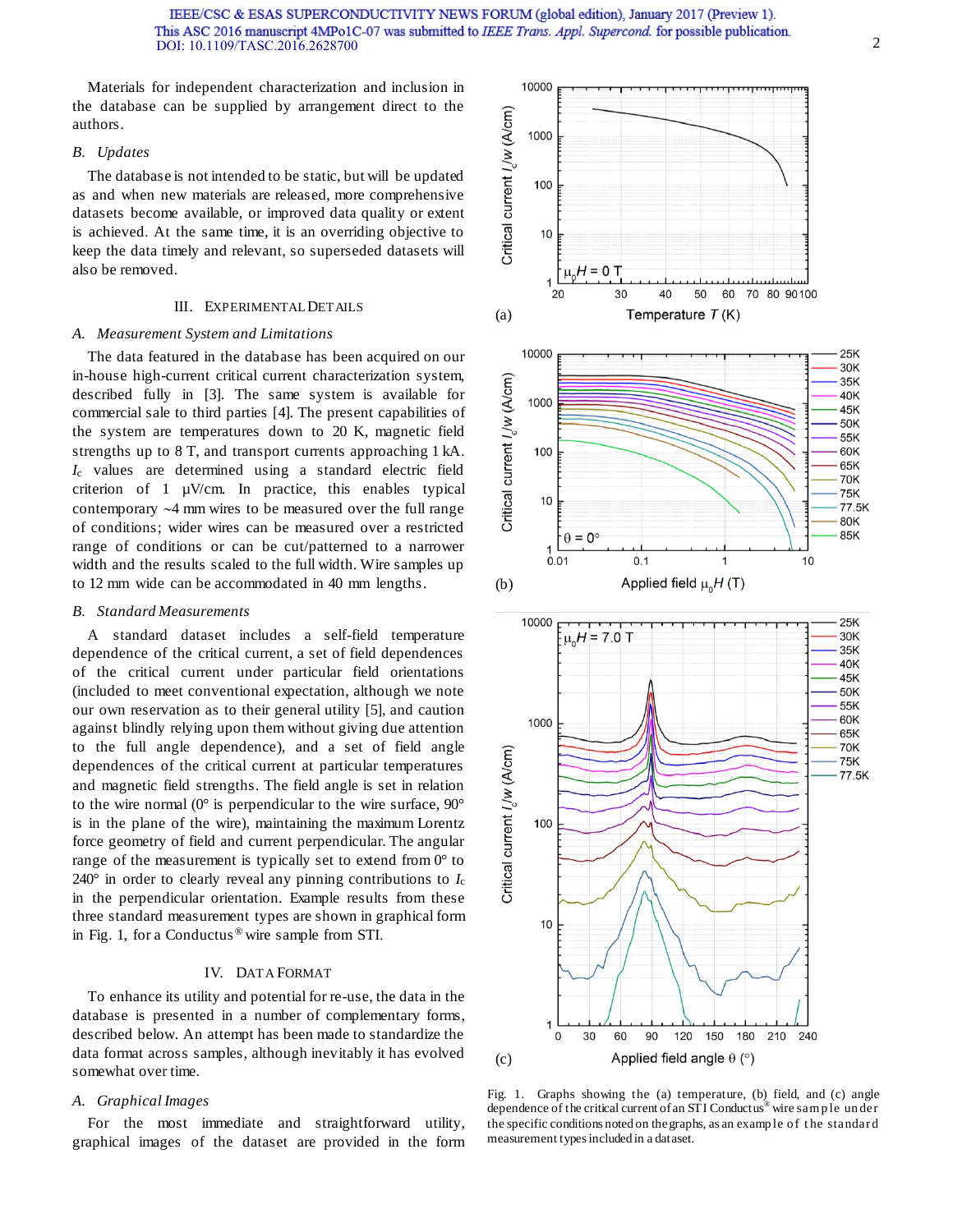Materials for independent characterization and inclusion in the database can be supplied by arrangement direct to the authors.

### *B. Updates*

The database is not intended to be static, but will be updated as and when new materials are released, more comprehensive datasets become available, or improved data quality or extent is achieved. At the same time, it is an overriding objective to keep the data timely and relevant, so superseded datasets will also be removed.

## III. Experimental Details

### *A. Measurement System and Limitations*

The data featured in the database has been acquired on our in-house high-current critical current characterization system, described fully in [3]. The same system is available for commercial sale to third parties [4]. The present capabilities of the system are temperatures down to 20 K, magnetic field strengths up to 8 T, and transport currents approaching 1 kA. $I_c$ values are determined using a standard electric field criterion of 1 μV/cm. In practice, this enables typical contemporary ~4 mm wires to be measured over the full range of conditions; wider wires can be measured over a restricted range of conditions or can be cut/patterned to a narrower width and the results scaled to the full width. Wire samples up to 12 mm wide can be accommodated in 40 mm lengths.

### *B. Standard Measurements*

A standard dataset includes a self-field temperature dependence of the critical current, a set of field dependences of the critical current under particular field orientations (included to meet conventional expectation, although we note our own reservation as to their general utility [5], and caution against blindly relying upon them without giving due attention to the full angle dependence), and a set of field angle dependences of the critical current at particular temperatures and magnetic field strengths. The field angle is set in relation to the wire normal (0° is perpendicular to the wire surface, 90° is in the plane of the wire), maintaining the maximum Lorentz force geometry of field and current perpendicular. The angular range of the measurement is typically set to extend from 0° to 240° in order to clearly reveal any pinning contributions to $I_c$ in the perpendicular orientation. Example results from these three standard measurement types are shown in graphical form in Fig. 1, for a Conductus® wire sample from STI.

Fig. 1. Graphs showing the (a) temperature, (b) field, and (c) angle dependence of the critical current of an STI Conductus® wire sample under the specific conditions noted on the graphs, as an example of the standard measurement types included in a dataset.

## IV. Data Format

To enhance its utility and potential for re-use, the data in the database is presented in a number of complementary forms, described below. An attempt has been made to standardize the data format across samples, although inevitably it has evolved somewhat over time.

### *A. Graphical Images*

For the most immediate and straightforward utility, graphical images of the dataset are provided in the form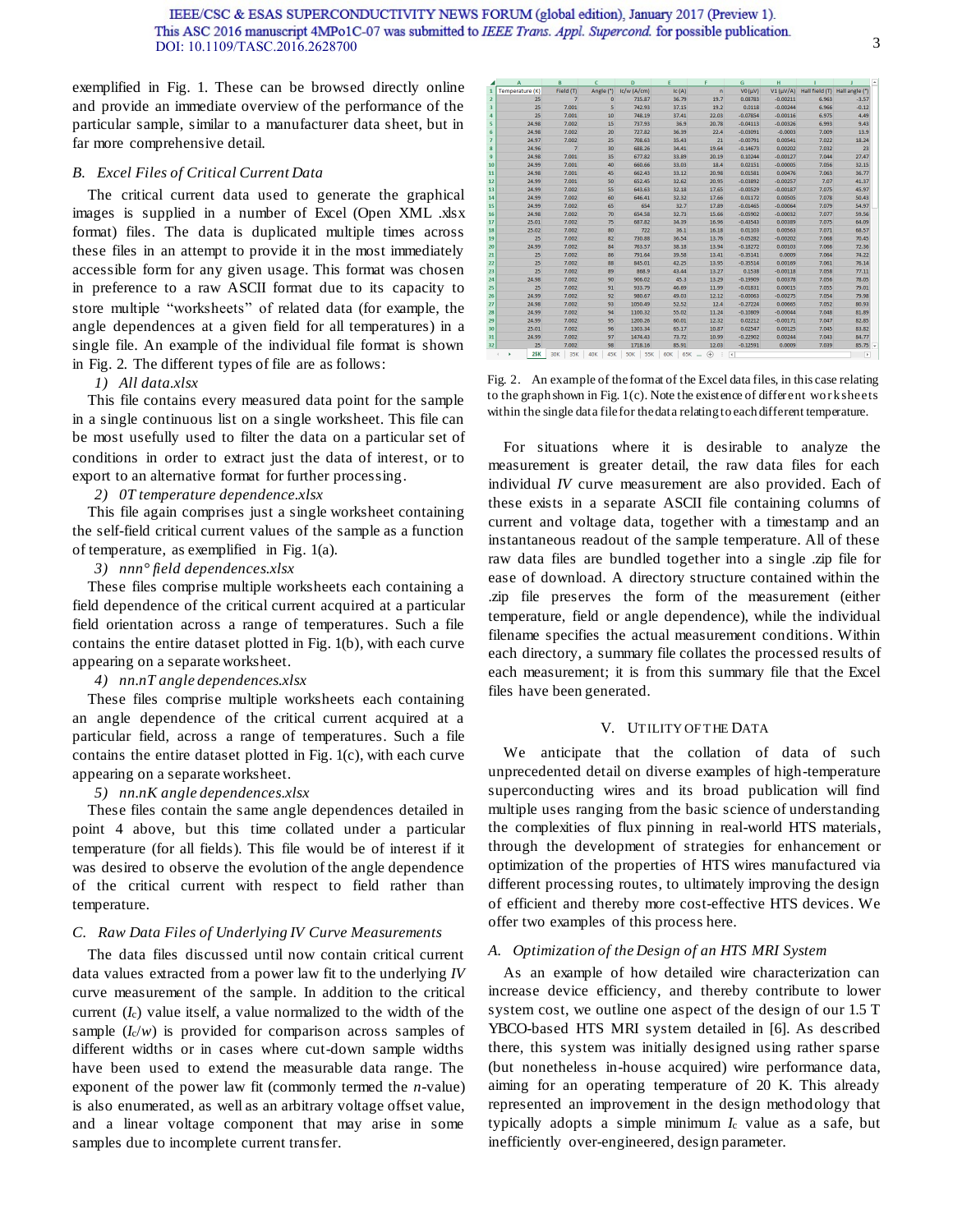exemplified in Fig. 1. These can be browsed directly online and provide an immediate overview of the performance of the particular sample, similar to a manufacturer data sheet, but in far more comprehensive detail.

### *B. Excel Files of Critical Current Data*

The critical current data used to generate the graphical images is supplied in a number of Excel (Open XML .xlsx format) files. The data is duplicated multiple times across these files in an attempt to provide it in the most immediately accessible form for any given usage. This format was chosen in preference to a raw ASCII format due to its capacity to store multiple "worksheets" of related data (for example, the angle dependences at a given field for all temperatures) in a single file. An example of the individual file format is shown in Fig. 2. The different types of file are as follows:

*1) All data.xlsx*

This file contains every measured data point for the sample in a single continuous list on a single worksheet. This file can be most usefully used to filter the data on a particular set of conditions in order to extract just the data of interest, or to export to an alternative format for further processing.

*2) 0T temperature dependence.xlsx*

This file again comprises just a single worksheet containing the self-field critical current values of the sample as a function of temperature, as exemplified in Fig. 1(a).

*3) nnn° field dependences.xlsx*

These files comprise multiple worksheets each containing a field dependence of the critical current acquired at a particular field orientation across a range of temperatures. Such a file contains the entire dataset plotted in Fig. 1(b), with each curve appearing on a separate worksheet.

*4) nn.nT angle dependences.xlsx*

These files comprise multiple worksheets each containing an angle dependence of the critical current acquired at a particular field, across a range of temperatures. Such a file contains the entire dataset plotted in Fig. 1(c), with each curve appearing on a separate worksheet.

*5) nn.nK angle dependences.xlsx*

These files contain the same angle dependences detailed in point 4 above, but this time collated under a particular temperature (for all fields). This file would be of interest if it was desired to observe the evolution of the angle dependence of the critical current with respect to field rather than temperature.

| Temperature (K) | Field (T) | Angle (°) | Ic/w (A/cm) | Ic (A) | n | V0 (μV) | V1 (μV/A) | Hall field (T) | Hall angle (°) |
|---|---|---|---|---|---|---|---|---|---|
| 25 | 7 | 0 | 735.87 | 36.79 | 19.7 | 0.08783 | -0.00211 | 6.963 | -3.57 |
| 25 | 7.001 | 5 | 742.93 | 37.15 | 19.2 | 0.0118 | -0.00244 | 6.966 | -0.12 |
| 25 | 7.001 | 10 | 748.19 | 37.41 | 22.03 | -0.07854 | -0.00116 | 6.975 | 4.49 |
| 24.98 | 7.002 | 15 | 737.93 | 36.9 | 20.78 | -0.04113 | -0.00326 | 6.993 | 9.43 |
| 24.98 | 7.002 | 20 | 727.82 | 36.39 | 22.4 | -0.03091 | -0.0003 | 7.009 | 13.9 |
| 24.97 | 7.002 | 25 | 708.63 | 35.43 | 21 | -0.00791 | 0.00541 | 7.022 | 18.24 |
| 24.96 | 7 | 30 | 688.26 | 34.41 | 19.64 | -0.14673 | 0.00202 | 7.032 | 23 |
| 24.98 | 7.001 | 35 | 677.82 | 33.89 | 20.19 | 0.10244 | -0.00127 | 7.044 | 27.47 |
| 24.99 | 7.001 | 40 | 660.66 | 33.03 | 18.4 | 0.02151 | -0.00005 | 7.056 | 32.15 |
| 24.98 | 7.001 | 45 | 662.43 | 33.12 | 20.98 | 0.01581 | 0.00476 | 7.063 | 36.77 |
| 24.99 | 7.001 | 50 | 652.45 | 32.62 | 20.95 | -0.03892 | -0.00257 | 7.07 | 41.37 |
| 24.99 | 7.002 | 55 | 643.63 | 32.18 | 17.65 | -0.00529 | -0.00187 | 7.075 | 45.97 |
| 24.99 | 7.002 | 60 | 646.41 | 32.32 | 17.66 | 0.01172 | 0.00505 | 7.078 | 50.43 |
| 24.99 | 7.002 | 65 | 654 | 32.7 | 17.89 | -0.01465 | -0.00064 | 7.079 | 54.97 |
| 24.98 | 7.002 | 70 | 654.58 | 32.73 | 15.66 | -0.05902 | -0.00032 | 7.077 | 59.56 |
| 25.01 | 7.002 | 75 | 687.82 | 34.39 | 16.96 | -0.43543 | 0.00389 | 7.075 | 64.09 |
| 25.02 | 7.002 | 80 | 722 | 36.1 | 16.18 | 0.01103 | 0.00563 | 7.071 | 68.57 |
| 25 | 7.002 | 82 | 730.88 | 36.54 | 13.76 | -0.05282 | -0.00202 | 7.068 | 70.45 |
| 24.99 | 7.002 | 84 | 763.57 | 38.18 | 13.94 | -0.18272 | 0.00103 | 7.066 | 72.36 |
| 25 | 7.002 | 86 | 791.64 | 39.58 | 13.41 | -0.35141 | 0.0009 | 7.064 | 74.22 |
| 25 | 7.002 | 88 | 845.01 | 42.25 | 13.95 | -0.35514 | 0.00169 | 7.061 | 76.14 |
| 25 | 7.002 | 89 | 868.9 | 43.44 | 13.27 | 0.1538 | -0.00118 | 7.058 | 77.11 |
| 24.98 | 7.002 | 90 | 906.02 | 45.3 | 13.29 | -0.19909 | 0.00378 | 7.056 | 78.05 |
| 25 | 7.002 | 91 | 933.79 | 46.69 | 11.99 | -0.01831 | 0.00015 | 7.055 | 79.01 |
| 24.99 | 7.002 | 92 | 980.67 | 49.03 | 12.12 | -0.00063 | -0.00275 | 7.054 | 79.98 |
| 24.98 | 7.002 | 93 | 1050.49 | 52.52 | 12.4 | -0.27224 | 0.00665 | 7.052 | 80.93 |
| 24.99 | 7.002 | 94 | 1100.32 | 55.02 | 11.24 | -0.10809 | -0.00044 | 7.048 | 81.89 |
| 24.99 | 7.002 | 95 | 1200.26 | 60.01 | 12.32 | 0.02212 | -0.00171 | 7.047 | 82.85 |
| 25.01 | 7.002 | 96 | 1303.34 | 65.17 | 10.87 | 0.02547 | 0.00125 | 7.045 | 83.82 |
| 24.99 | 7.002 | 97 | 1474.43 | 73.72 | 10.99 | -0.22902 | 0.00244 | 7.043 | 84.77 |
| 25 | 7.002 | 98 | 1718.16 | 85.91 | 12.03 | -0.12591 | 0.0009 | 7.039 | 85.75 |

25K 30K 35K 40K 45K 50K 55K 60K 65K ...

Fig. 2. An example of the format of the Excel data files, in this case relating to the graph shown in Fig. 1(c). Note the existence of different worksheets within the single data file for the data relating to each different temperature.

### *C. Raw Data Files of Underlying IV Curve Measurements*

The data files discussed until now contain critical current data values extracted from a power law fit to the underlying *IV* curve measurement of the sample. In addition to the critical current ($I_c$) value itself, a value normalized to the width of the sample ($I_c/w$) is provided for comparison across samples of different widths or in cases where cut-down sample widths have been used to extend the measurable data range. The exponent of the power law fit (commonly termed the *n*-value) is also enumerated, as well as an arbitrary voltage offset value, and a linear voltage component that may arise in some samples due to incomplete current transfer.

For situations where it is desirable to analyze the measurement is greater detail, the raw data files for each individual *IV* curve measurement are also provided. Each of these exists in a separate ASCII file containing columns of current and voltage data, together with a timestamp and an instantaneous readout of the sample temperature. All of these raw data files are bundled together into a single .zip file for ease of download. A directory structure contained within the .zip file preserves the form of the measurement (either temperature, field or angle dependence), while the individual filename specifies the actual measurement conditions. Within each directory, a summary file collates the processed results of each measurement; it is from this summary file that the Excel files have been generated.

## V. Utility of the Data

We anticipate that the collation of data of such unprecedented detail on diverse examples of high-temperature superconducting wires and its broad publication will find multiple uses ranging from the basic science of understanding the complexities of flux pinning in real-world HTS materials, through the development of strategies for enhancement or optimization of the properties of HTS wires manufactured via different processing routes, to ultimately improving the design of efficient and thereby more cost-effective HTS devices. We offer two examples of this process here.

### *A. Optimization of the Design of an HTS MRI System*

As an example of how detailed wire characterization can increase device efficiency, and thereby contribute to lower system cost, we outline one aspect of the design of our 1.5 T YBCO-based HTS MRI system detailed in [6]. As described there, this system was initially designed using rather sparse (but nonetheless in-house acquired) wire performance data, aiming for an operating temperature of 20 K. This already represented an improvement in the design methodology that typically adopts a simple minimum $I_c$ value as a safe, but inefficiently over-engineered, design parameter.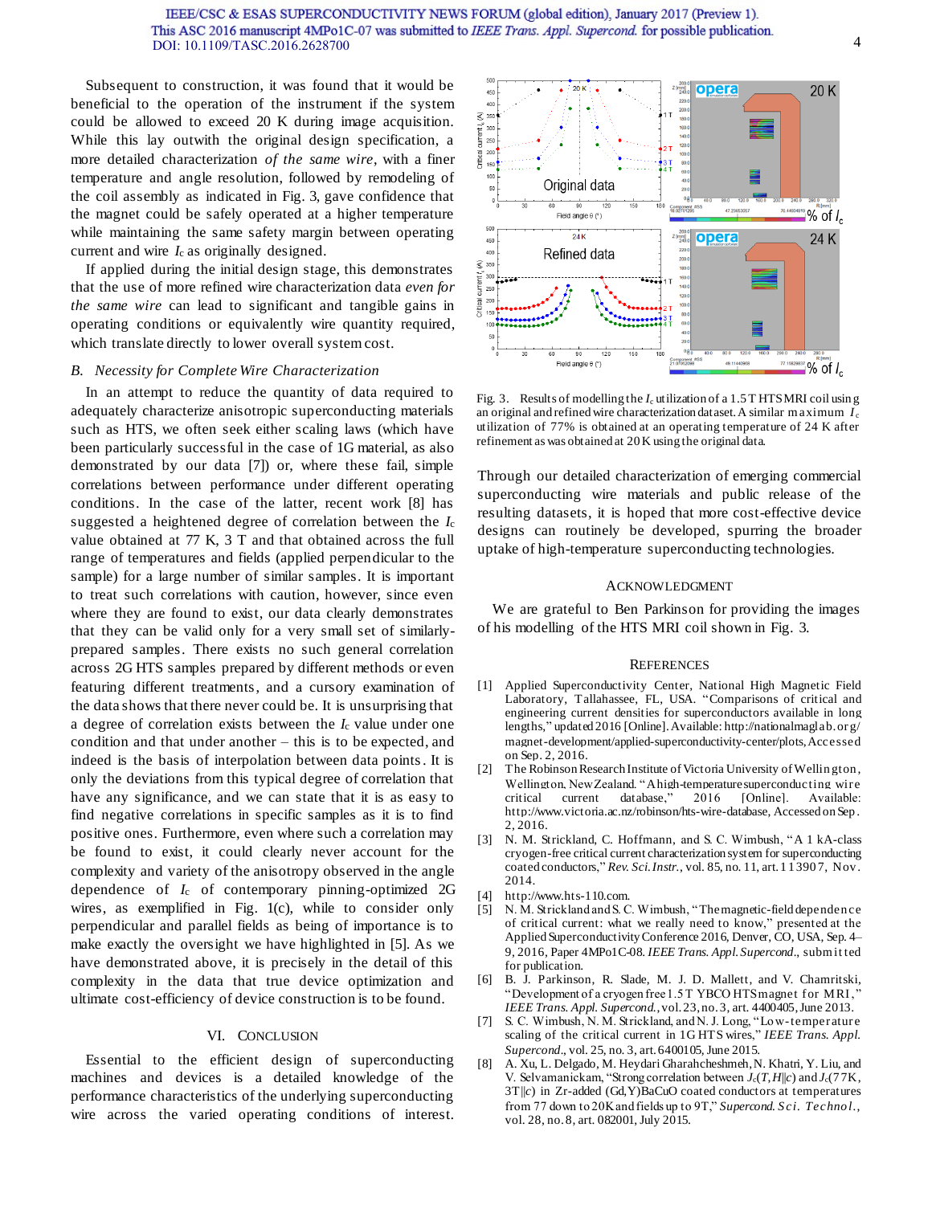Subsequent to construction, it was found that it would be beneficial to the operation of the instrument if the system could be allowed to exceed 20 K during image acquisition. While this lay outwith the original design specification, a more detailed characterization *of the same wire*, with a finer temperature and angle resolution, followed by remodeling of the coil assembly as indicated in Fig. 3, gave confidence that the magnet could be safely operated at a higher temperature while maintaining the same safety margin between operating current and wire $I_c$ as originally designed.

If applied during the initial design stage, this demonstrates that the use of more refined wire characterization data *even for the same wire* can lead to significant and tangible gains in operating conditions or equivalently wire quantity required, which translate directly to lower overall system cost.

### *B. Necessity for Complete Wire Characterization*

In an attempt to reduce the quantity of data required to adequately characterize anisotropic superconducting materials such as HTS, we often seek either scaling laws (which have been particularly successful in the case of 1G material, as also demonstrated by our data [7]) or, where these fail, simple correlations between performance under different operating conditions. In the case of the latter, recent work [8] has suggested a heightened degree of correlation between the $I_c$ value obtained at 77 K, 3 T and that obtained across the full range of temperatures and fields (applied perpendicular to the sample) for a large number of similar samples. It is important to treat such correlations with caution, however, since even where they are found to exist, our data clearly demonstrates that they can be valid only for a very small set of similarly-prepared samples. There exists no such general correlation across 2G HTS samples prepared by different methods or even featuring different treatments, and a cursory examination of the data shows that there never could be. It is unsurprising that a degree of correlation exists between the $I_c$ value under one condition and that under another – this is to be expected, and indeed is the basis of interpolation between data points. It is only the deviations from this typical degree of correlation that have any significance, and we can state that it is as easy to find negative correlations in specific samples as it is to find positive ones. Furthermore, even where such a correlation may be found to exist, it could clearly never account for the complexity and variety of the anisotropy observed in the angle dependence of $I_c$ of contemporary pinning-optimized 2G wires, as exemplified in Fig. 1(c), while to consider only perpendicular and parallel fields as being of importance is to make exactly the oversight we have highlighted in [5]. As we have demonstrated above, it is precisely in the detail of this complexity in the data that true device optimization and ultimate cost-efficiency of device construction is to be found.

## VI. Conclusion

Essential to the efficient design of superconducting machines and devices is a detailed knowledge of the performance characteristics of the underlying superconducting wire across the varied operating conditions of interest. Through our detailed characterization of emerging commercial superconducting wire materials and public release of the resulting datasets, it is hoped that more cost-effective device designs can routinely be developed, spurring the broader uptake of high-temperature superconducting technologies.

Original data

20 K

1 T
2 T
3 T
4 T

Critical current $I_c$ (A)

Field angle θ (°)

opera

% of $I_c$

Refined data

24 K

Fig. 3. Results of modelling the $I_c$ utilization of a 1.5 T HTS MRI coil using an original and refined wire characterization dataset. A similar maximum $I_c$ utilization of 77% is obtained at an operating temperature of 24 K after refinement as was obtained at 20 K using the original data.

## Acknowledgment

We are grateful to Ben Parkinson for providing the images of his modelling of the HTS MRI coil shown in Fig. 3.

## References

[1] Applied Superconductivity Center, National High Magnetic Field Laboratory, Tallahassee, FL, USA. "Comparisons of critical and engineering current densities for superconductors available in long lengths," updated 2016 [Online]. Available: http://nationalmaglab.org/magnet-development/applied-superconductivity-center/plots, Accessed on Sep. 2, 2016.

[2] The Robinson Research Institute of Victoria University of Wellington, Wellington, New Zealand. "A high-temperature superconducting wire critical current database," 2016 [Online]. Available: http://www.victoria.ac.nz/robinson/hts-wire-database, Accessed on Sep. 2, 2016.

[3] N. M. Strickland, C. Hoffmann, and S. C. Wimbush, "A 1 kA-class cryogen-free critical current characterization system for superconducting coated conductors," *Rev. Sci. Instr.*, vol. 85, no. 11, art. 113907, Nov. 2014.

[4] http://www.hts-110.com.

[5] N. M. Strickland and S. C. Wimbush, "The magnetic-field dependence of critical current: what we really need to know," presented at the Applied Superconductivity Conference 2016, Denver, CO, USA, Sep. 4–9, 2016, Paper 4MPo1C-08. *IEEE Trans. Appl. Supercond.*, submitted for publication.

[6] B. J. Parkinson, R. Slade, M. J. D. Mallett, and V. Chamritski, "Development of a cryogen free 1.5 T YBCO HTS magnet for MRI," *IEEE Trans. Appl. Supercond.*, vol. 23, no. 3, art. 4400405, June 2013.

[7] S. C. Wimbush, N. M. Strickland, and N. J. Long, "Low-temperature scaling of the critical current in 1G HTS wires," *IEEE Trans. Appl. Supercond.*, vol. 25, no. 3, art. 6400105, June 2015.

[8] A. Xu, L. Delgado, M. Heydari Gharahcheshmeh, N. Khatri, Y. Liu, and V. Selvamanickam, "Strong correlation between $J_c(T, H\|c)$ and $J_c$(77K, 3T$\|c$) in Zr-added (Gd,Y)BaCuO coated conductors at temperatures from 77 down to 20K and fields up to 9T," *Supercond. Sci. Technol.*, vol. 28, no. 8, art. 082001, July 2015.